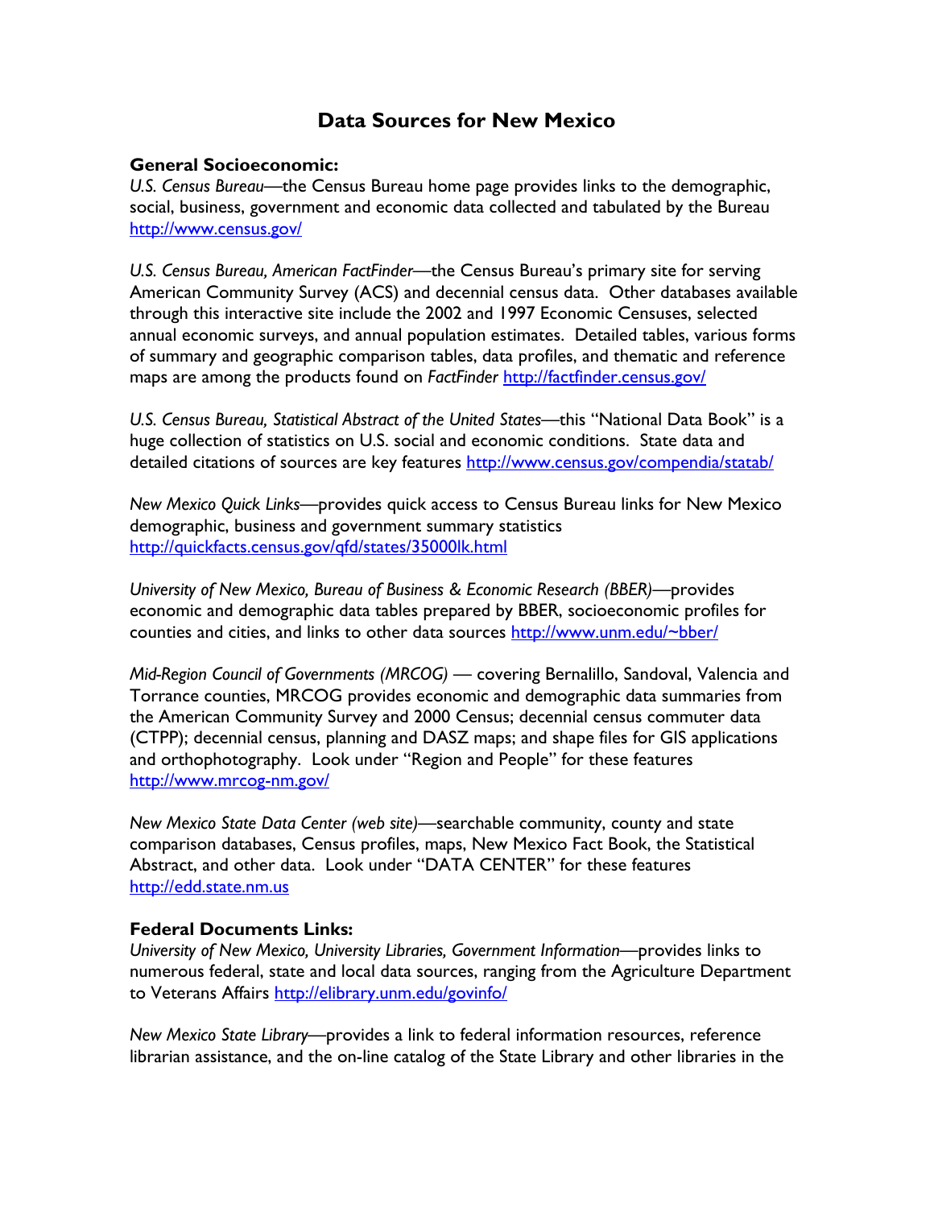# Data Sources for New Mexico

**General Socioeconomic:**
*U.S. Census Bureau*—the Census Bureau home page provides links to the demographic, social, business, government and economic data collected and tabulated by the Bureau http://www.census.gov/

*U.S. Census Bureau, American FactFinder*—the Census Bureau's primary site for serving American Community Survey (ACS) and decennial census data. Other databases available through this interactive site include the 2002 and 1997 Economic Censuses, selected annual economic surveys, and annual population estimates. Detailed tables, various forms of summary and geographic comparison tables, data profiles, and thematic and reference maps are among the products found on *FactFinder* http://factfinder.census.gov/

*U.S. Census Bureau, Statistical Abstract of the United States*—this "National Data Book" is a huge collection of statistics on U.S. social and economic conditions. State data and detailed citations of sources are key features http://www.census.gov/compendia/statab/

*New Mexico Quick Links*—provides quick access to Census Bureau links for New Mexico demographic, business and government summary statistics http://quickfacts.census.gov/qfd/states/35000lk.html

*University of New Mexico, Bureau of Business & Economic Research (BBER)*—provides economic and demographic data tables prepared by BBER, socioeconomic profiles for counties and cities, and links to other data sources http://www.unm.edu/~bber/

*Mid-Region Council of Governments (MRCOG)* — covering Bernalillo, Sandoval, Valencia and Torrance counties, MRCOG provides economic and demographic data summaries from the American Community Survey and 2000 Census; decennial census commuter data (CTPP); decennial census, planning and DASZ maps; and shape files for GIS applications and orthophotography. Look under "Region and People" for these features http://www.mrcog-nm.gov/

*New Mexico State Data Center (web site)*—searchable community, county and state comparison databases, Census profiles, maps, New Mexico Fact Book, the Statistical Abstract, and other data. Look under "DATA CENTER" for these features http://edd.state.nm.us

**Federal Documents Links:**
*University of New Mexico, University Libraries, Government Information*—provides links to numerous federal, state and local data sources, ranging from the Agriculture Department to Veterans Affairs http://elibrary.unm.edu/govinfo/

*New Mexico State Library*—provides a link to federal information resources, reference librarian assistance, and the on-line catalog of the State Library and other libraries in the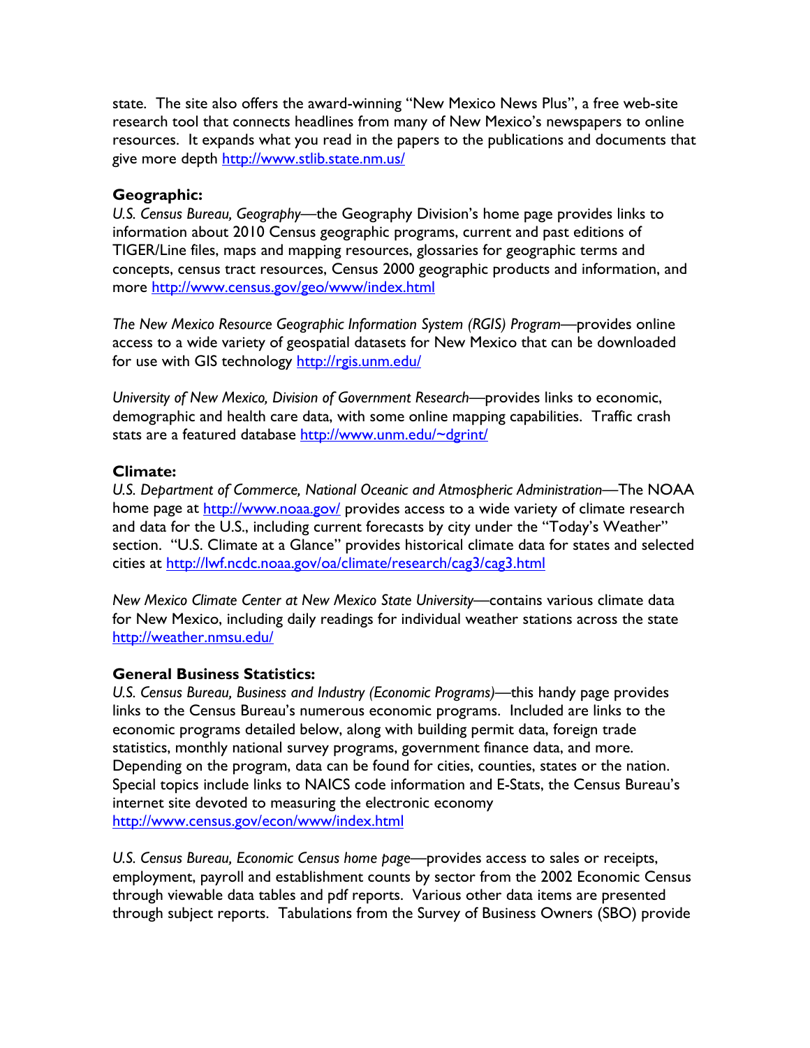state. The site also offers the award-winning "New Mexico News Plus", a free web-site research tool that connects headlines from many of New Mexico's newspapers to online resources. It expands what you read in the papers to the publications and documents that give more depth http://www.stlib.state.nm.us/

**Geographic:**

*U.S. Census Bureau, Geography*—the Geography Division's home page provides links to information about 2010 Census geographic programs, current and past editions of TIGER/Line files, maps and mapping resources, glossaries for geographic terms and concepts, census tract resources, Census 2000 geographic products and information, and more http://www.census.gov/geo/www/index.html

*The New Mexico Resource Geographic Information System (RGIS) Program*—provides online access to a wide variety of geospatial datasets for New Mexico that can be downloaded for use with GIS technology http://rgis.unm.edu/

*University of New Mexico, Division of Government Research*—provides links to economic, demographic and health care data, with some online mapping capabilities. Traffic crash stats are a featured database http://www.unm.edu/~dgrint/

**Climate:**

*U.S. Department of Commerce, National Oceanic and Atmospheric Administration*—The NOAA home page at http://www.noaa.gov/ provides access to a wide variety of climate research and data for the U.S., including current forecasts by city under the "Today's Weather" section. "U.S. Climate at a Glance" provides historical climate data for states and selected cities at http://lwf.ncdc.noaa.gov/oa/climate/research/cag3/cag3.html

*New Mexico Climate Center at New Mexico State University*—contains various climate data for New Mexico, including daily readings for individual weather stations across the state http://weather.nmsu.edu/

**General Business Statistics:**

*U.S. Census Bureau, Business and Industry (Economic Programs)*—this handy page provides links to the Census Bureau's numerous economic programs. Included are links to the economic programs detailed below, along with building permit data, foreign trade statistics, monthly national survey programs, government finance data, and more. Depending on the program, data can be found for cities, counties, states or the nation. Special topics include links to NAICS code information and E-Stats, the Census Bureau's internet site devoted to measuring the electronic economy http://www.census.gov/econ/www/index.html

*U.S. Census Bureau, Economic Census home page*—provides access to sales or receipts, employment, payroll and establishment counts by sector from the 2002 Economic Census through viewable data tables and pdf reports. Various other data items are presented through subject reports. Tabulations from the Survey of Business Owners (SBO) provide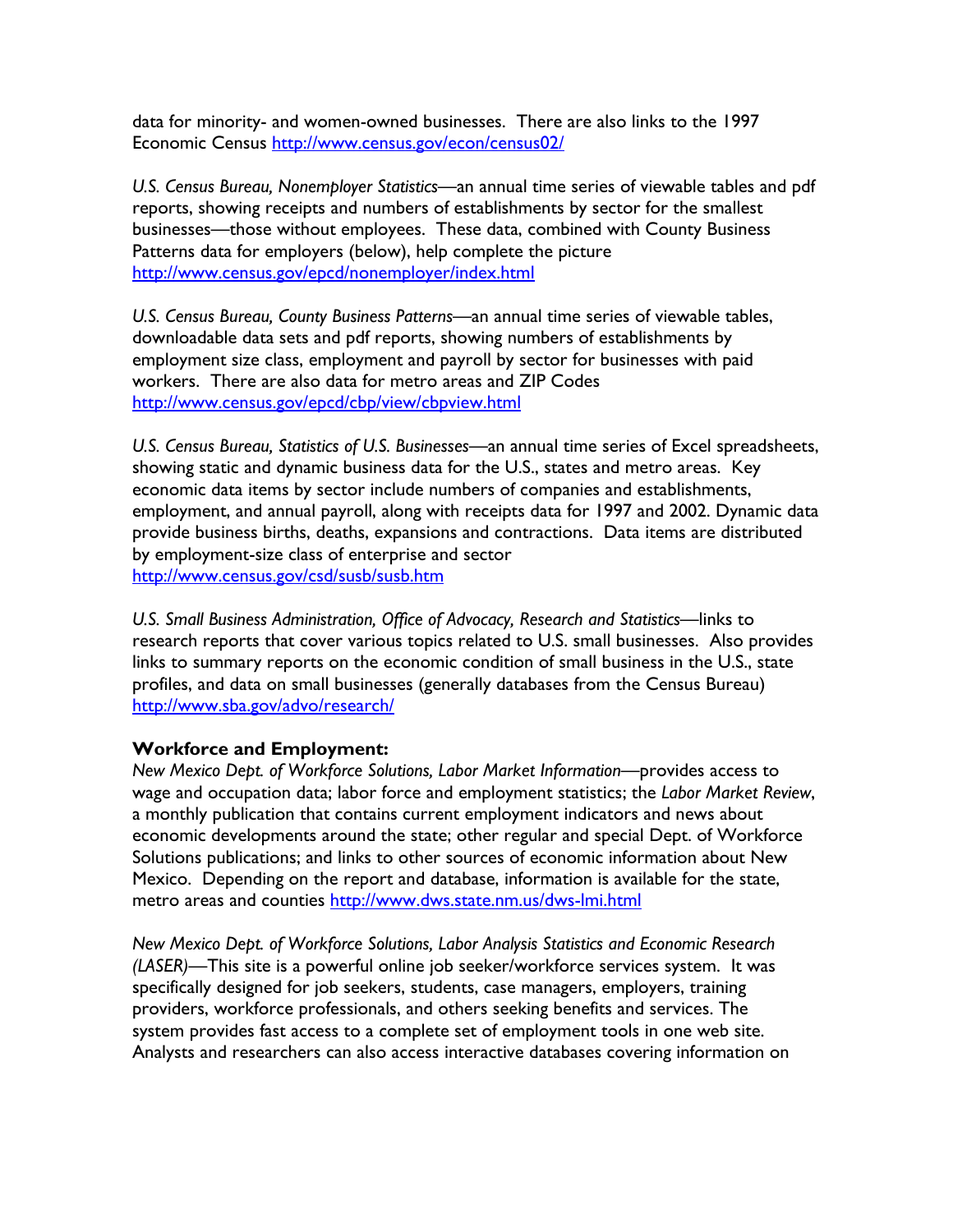data for minority- and women-owned businesses. There are also links to the 1997 Economic Census http://www.census.gov/econ/census02/

*U.S. Census Bureau, Nonemployer Statistics*—an annual time series of viewable tables and pdf reports, showing receipts and numbers of establishments by sector for the smallest businesses—those without employees. These data, combined with County Business Patterns data for employers (below), help complete the picture http://www.census.gov/epcd/nonemployer/index.html

*U.S. Census Bureau, County Business Patterns*—an annual time series of viewable tables, downloadable data sets and pdf reports, showing numbers of establishments by employment size class, employment and payroll by sector for businesses with paid workers. There are also data for metro areas and ZIP Codes http://www.census.gov/epcd/cbp/view/cbpview.html

*U.S. Census Bureau, Statistics of U.S. Businesses*—an annual time series of Excel spreadsheets, showing static and dynamic business data for the U.S., states and metro areas. Key economic data items by sector include numbers of companies and establishments, employment, and annual payroll, along with receipts data for 1997 and 2002. Dynamic data provide business births, deaths, expansions and contractions. Data items are distributed by employment-size class of enterprise and sector http://www.census.gov/csd/susb/susb.htm

*U.S. Small Business Administration, Office of Advocacy, Research and Statistics*—links to research reports that cover various topics related to U.S. small businesses. Also provides links to summary reports on the economic condition of small business in the U.S., state profiles, and data on small businesses (generally databases from the Census Bureau) http://www.sba.gov/advo/research/

**Workforce and Employment:**

*New Mexico Dept. of Workforce Solutions, Labor Market Information*—provides access to wage and occupation data; labor force and employment statistics; the *Labor Market Review*, a monthly publication that contains current employment indicators and news about economic developments around the state; other regular and special Dept. of Workforce Solutions publications; and links to other sources of economic information about New Mexico. Depending on the report and database, information is available for the state, metro areas and counties http://www.dws.state.nm.us/dws-lmi.html

*New Mexico Dept. of Workforce Solutions, Labor Analysis Statistics and Economic Research (LASER)*—This site is a powerful online job seeker/workforce services system. It was specifically designed for job seekers, students, case managers, employers, training providers, workforce professionals, and others seeking benefits and services. The system provides fast access to a complete set of employment tools in one web site. Analysts and researchers can also access interactive databases covering information on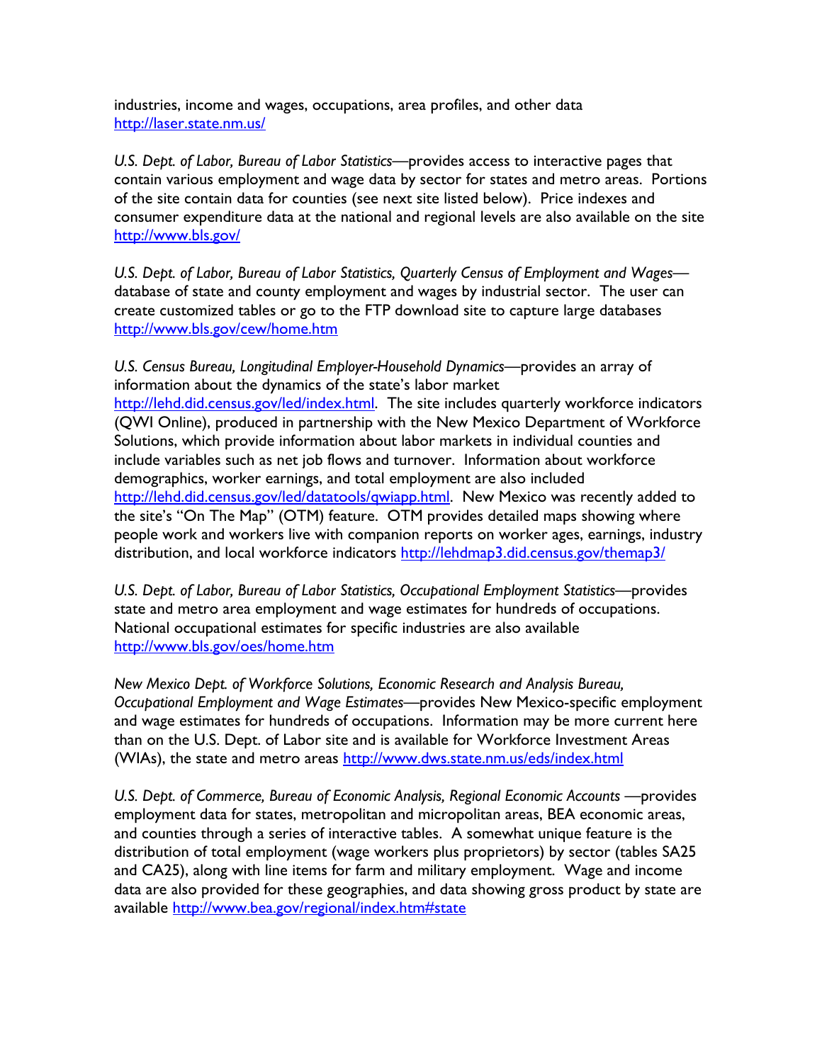industries, income and wages, occupations, area profiles, and other data http://laser.state.nm.us/

*U.S. Dept. of Labor, Bureau of Labor Statistics*—provides access to interactive pages that contain various employment and wage data by sector for states and metro areas. Portions of the site contain data for counties (see next site listed below). Price indexes and consumer expenditure data at the national and regional levels are also available on the site http://www.bls.gov/

*U.S. Dept. of Labor, Bureau of Labor Statistics, Quarterly Census of Employment and Wages*—database of state and county employment and wages by industrial sector. The user can create customized tables or go to the FTP download site to capture large databases http://www.bls.gov/cew/home.htm

*U.S. Census Bureau, Longitudinal Employer-Household Dynamics*—provides an array of information about the dynamics of the state's labor market http://lehd.did.census.gov/led/index.html. The site includes quarterly workforce indicators (QWI Online), produced in partnership with the New Mexico Department of Workforce Solutions, which provide information about labor markets in individual counties and include variables such as net job flows and turnover. Information about workforce demographics, worker earnings, and total employment are also included http://lehd.did.census.gov/led/datatools/qwiapp.html. New Mexico was recently added to the site's "On The Map" (OTM) feature. OTM provides detailed maps showing where people work and workers live with companion reports on worker ages, earnings, industry distribution, and local workforce indicators http://lehdmap3.did.census.gov/themap3/

*U.S. Dept. of Labor, Bureau of Labor Statistics, Occupational Employment Statistics*—provides state and metro area employment and wage estimates for hundreds of occupations. National occupational estimates for specific industries are also available http://www.bls.gov/oes/home.htm

*New Mexico Dept. of Workforce Solutions, Economic Research and Analysis Bureau, Occupational Employment and Wage Estimates*—provides New Mexico-specific employment and wage estimates for hundreds of occupations. Information may be more current here than on the U.S. Dept. of Labor site and is available for Workforce Investment Areas (WIAs), the state and metro areas http://www.dws.state.nm.us/eds/index.html

*U.S. Dept. of Commerce, Bureau of Economic Analysis, Regional Economic Accounts* —provides employment data for states, metropolitan and micropolitan areas, BEA economic areas, and counties through a series of interactive tables. A somewhat unique feature is the distribution of total employment (wage workers plus proprietors) by sector (tables SA25 and CA25), along with line items for farm and military employment. Wage and income data are also provided for these geographies, and data showing gross product by state are available http://www.bea.gov/regional/index.htm#state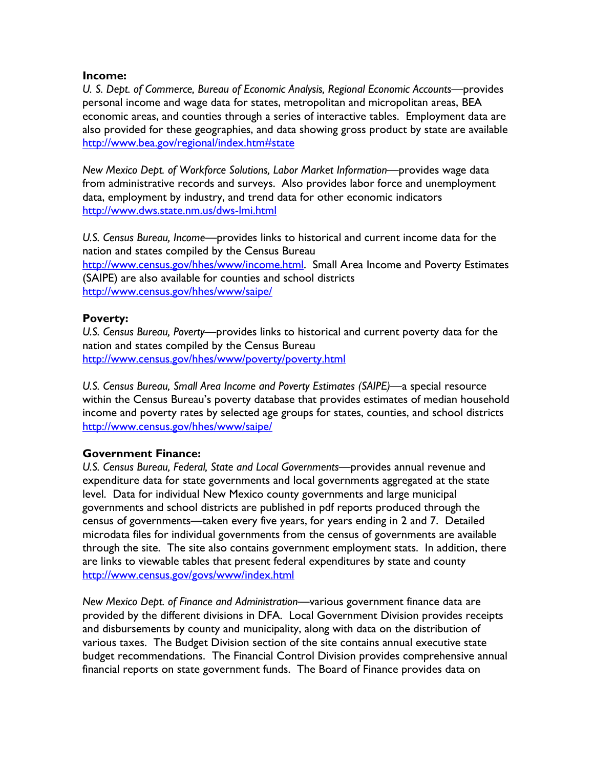**Income:**

*U. S. Dept. of Commerce, Bureau of Economic Analysis, Regional Economic Accounts*—provides personal income and wage data for states, metropolitan and micropolitan areas, BEA economic areas, and counties through a series of interactive tables. Employment data are also provided for these geographies, and data showing gross product by state are available http://www.bea.gov/regional/index.htm#state

*New Mexico Dept. of Workforce Solutions, Labor Market Information*—provides wage data from administrative records and surveys. Also provides labor force and unemployment data, employment by industry, and trend data for other economic indicators http://www.dws.state.nm.us/dws-lmi.html

*U.S. Census Bureau, Income*—provides links to historical and current income data for the nation and states compiled by the Census Bureau http://www.census.gov/hhes/www/income.html. Small Area Income and Poverty Estimates (SAIPE) are also available for counties and school districts http://www.census.gov/hhes/www/saipe/

**Poverty:**

*U.S. Census Bureau, Poverty*—provides links to historical and current poverty data for the nation and states compiled by the Census Bureau http://www.census.gov/hhes/www/poverty/poverty.html

*U.S. Census Bureau, Small Area Income and Poverty Estimates (SAIPE)*—a special resource within the Census Bureau's poverty database that provides estimates of median household income and poverty rates by selected age groups for states, counties, and school districts http://www.census.gov/hhes/www/saipe/

**Government Finance:**

*U.S. Census Bureau, Federal, State and Local Governments*—provides annual revenue and expenditure data for state governments and local governments aggregated at the state level. Data for individual New Mexico county governments and large municipal governments and school districts are published in pdf reports produced through the census of governments—taken every five years, for years ending in 2 and 7. Detailed microdata files for individual governments from the census of governments are available through the site. The site also contains government employment stats. In addition, there are links to viewable tables that present federal expenditures by state and county http://www.census.gov/govs/www/index.html

*New Mexico Dept. of Finance and Administration*—various government finance data are provided by the different divisions in DFA. Local Government Division provides receipts and disbursements by county and municipality, along with data on the distribution of various taxes. The Budget Division section of the site contains annual executive state budget recommendations. The Financial Control Division provides comprehensive annual financial reports on state government funds. The Board of Finance provides data on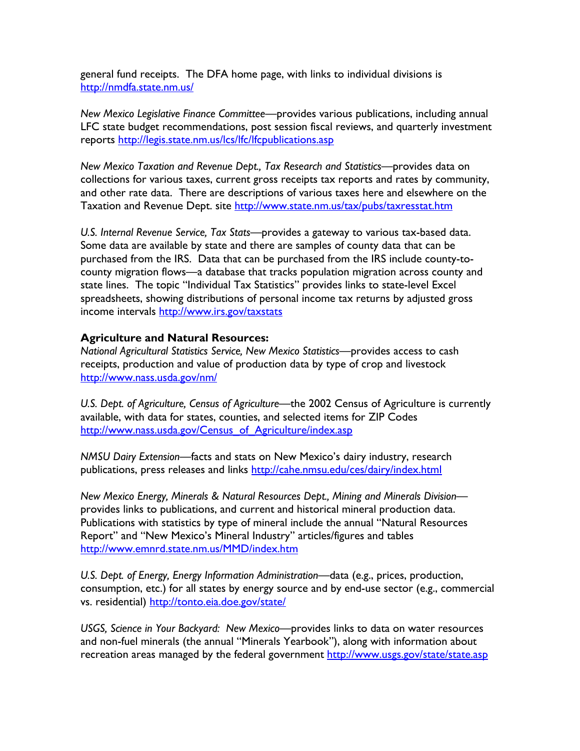general fund receipts. The DFA home page, with links to individual divisions is http://nmdfa.state.nm.us/

*New Mexico Legislative Finance Committee*—provides various publications, including annual LFC state budget recommendations, post session fiscal reviews, and quarterly investment reports http://legis.state.nm.us/lcs/lfc/lfcpublications.asp

*New Mexico Taxation and Revenue Dept., Tax Research and Statistics*—provides data on collections for various taxes, current gross receipts tax reports and rates by community, and other rate data. There are descriptions of various taxes here and elsewhere on the Taxation and Revenue Dept. site http://www.state.nm.us/tax/pubs/taxresstat.htm

*U.S. Internal Revenue Service, Tax Stats*—provides a gateway to various tax-based data. Some data are available by state and there are samples of county data that can be purchased from the IRS. Data that can be purchased from the IRS include county-to-county migration flows—a database that tracks population migration across county and state lines. The topic "Individual Tax Statistics" provides links to state-level Excel spreadsheets, showing distributions of personal income tax returns by adjusted gross income intervals http://www.irs.gov/taxstats

**Agriculture and Natural Resources:**

*National Agricultural Statistics Service, New Mexico Statistics*—provides access to cash receipts, production and value of production data by type of crop and livestock http://www.nass.usda.gov/nm/

*U.S. Dept. of Agriculture, Census of Agriculture*—the 2002 Census of Agriculture is currently available, with data for states, counties, and selected items for ZIP Codes http://www.nass.usda.gov/Census_of_Agriculture/index.asp

*NMSU Dairy Extension*—facts and stats on New Mexico's dairy industry, research publications, press releases and links http://cahe.nmsu.edu/ces/dairy/index.html

*New Mexico Energy, Minerals & Natural Resources Dept., Mining and Minerals Division*—provides links to publications, and current and historical mineral production data. Publications with statistics by type of mineral include the annual "Natural Resources Report" and "New Mexico's Mineral Industry" articles/figures and tables http://www.emnrd.state.nm.us/MMD/index.htm

*U.S. Dept. of Energy, Energy Information Administration*—data (e.g., prices, production, consumption, etc.) for all states by energy source and by end-use sector (e.g., commercial vs. residential) http://tonto.eia.doe.gov/state/

*USGS, Science in Your Backyard: New Mexico*—provides links to data on water resources and non-fuel minerals (the annual "Minerals Yearbook"), along with information about recreation areas managed by the federal government http://www.usgs.gov/state/state.asp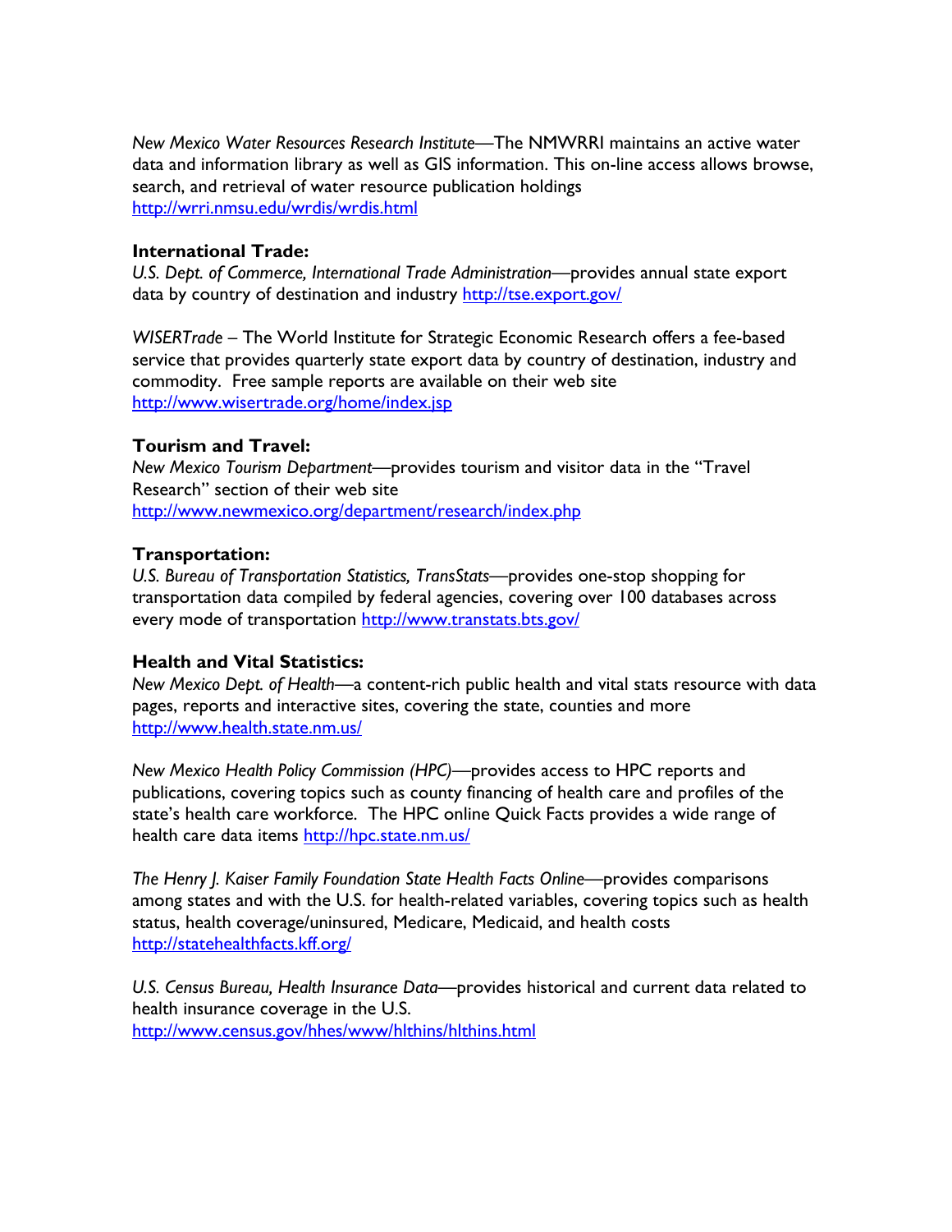*New Mexico Water Resources Research Institute*—The NMWRRI maintains an active water data and information library as well as GIS information. This on-line access allows browse, search, and retrieval of water resource publication holdings http://wrri.nmsu.edu/wrdis/wrdis.html

**International Trade:**
*U.S. Dept. of Commerce, International Trade Administration*—provides annual state export data by country of destination and industry http://tse.export.gov/

*WISERTrade* – The World Institute for Strategic Economic Research offers a fee-based service that provides quarterly state export data by country of destination, industry and commodity. Free sample reports are available on their web site http://www.wisertrade.org/home/index.jsp

**Tourism and Travel:**
*New Mexico Tourism Department*—provides tourism and visitor data in the "Travel Research" section of their web site http://www.newmexico.org/department/research/index.php

**Transportation:**
*U.S. Bureau of Transportation Statistics, TransStats*—provides one-stop shopping for transportation data compiled by federal agencies, covering over 100 databases across every mode of transportation http://www.transtats.bts.gov/

**Health and Vital Statistics:**
*New Mexico Dept. of Health*—a content-rich public health and vital stats resource with data pages, reports and interactive sites, covering the state, counties and more http://www.health.state.nm.us/

*New Mexico Health Policy Commission (HPC)*—provides access to HPC reports and publications, covering topics such as county financing of health care and profiles of the state's health care workforce. The HPC online Quick Facts provides a wide range of health care data items http://hpc.state.nm.us/

*The Henry J. Kaiser Family Foundation State Health Facts Online*—provides comparisons among states and with the U.S. for health-related variables, covering topics such as health status, health coverage/uninsured, Medicare, Medicaid, and health costs http://statehealthfacts.kff.org/

*U.S. Census Bureau, Health Insurance Data*—provides historical and current data related to health insurance coverage in the U.S. http://www.census.gov/hhes/www/hlthins/hlthins.html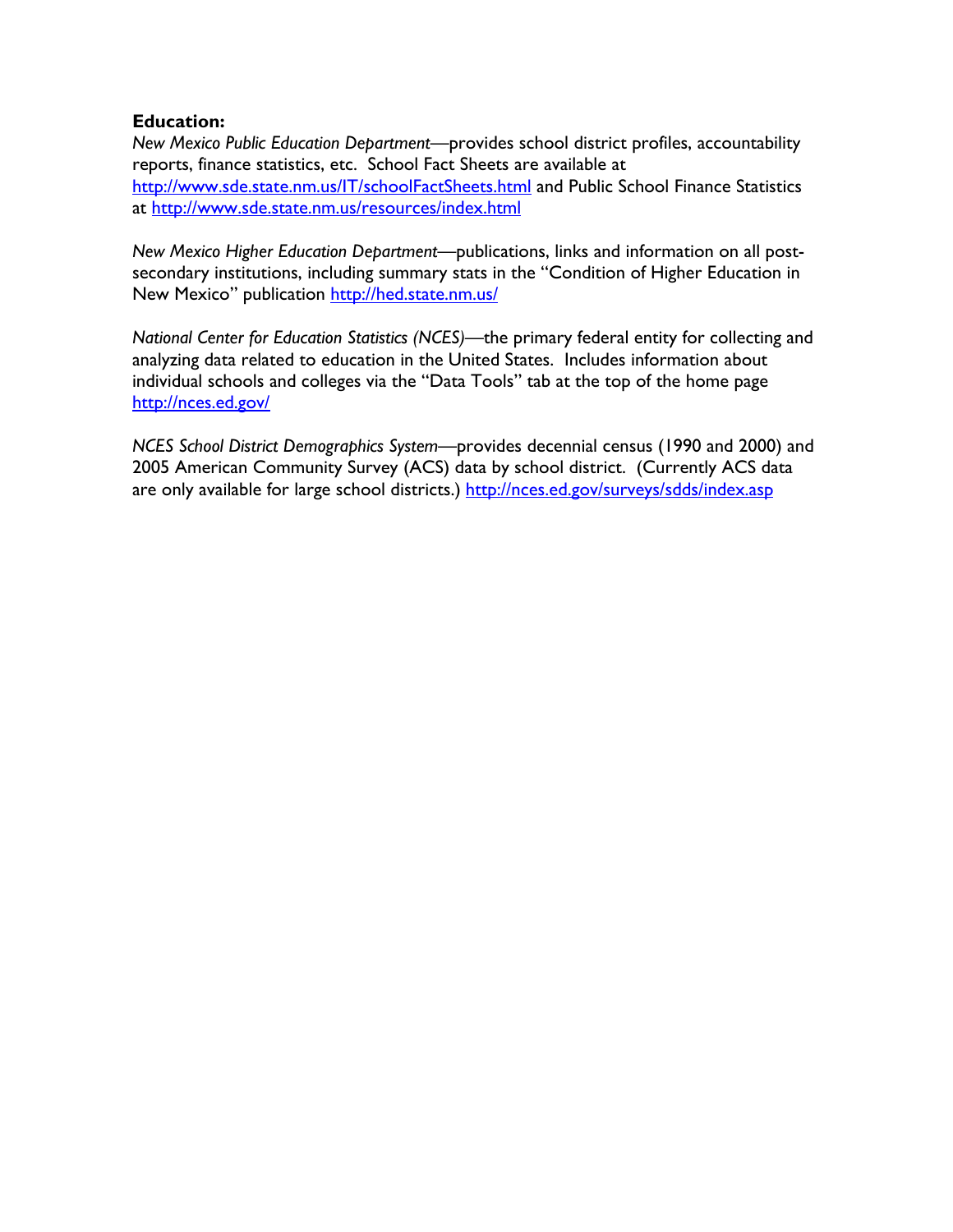**Education:**

*New Mexico Public Education Department*—provides school district profiles, accountability reports, finance statistics, etc. School Fact Sheets are available at http://www.sde.state.nm.us/IT/schoolFactSheets.html and Public School Finance Statistics at http://www.sde.state.nm.us/resources/index.html

*New Mexico Higher Education Department*—publications, links and information on all post-secondary institutions, including summary stats in the "Condition of Higher Education in New Mexico" publication http://hed.state.nm.us/

*National Center for Education Statistics (NCES)*—the primary federal entity for collecting and analyzing data related to education in the United States. Includes information about individual schools and colleges via the "Data Tools" tab at the top of the home page http://nces.ed.gov/

*NCES School District Demographics System*—provides decennial census (1990 and 2000) and 2005 American Community Survey (ACS) data by school district. (Currently ACS data are only available for large school districts.) http://nces.ed.gov/surveys/sdds/index.asp